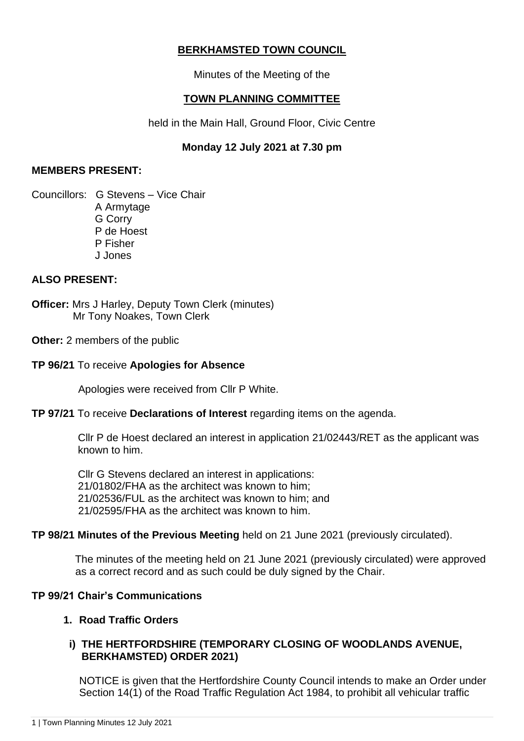# BERKHAMSTED TOWN COUNCIL

Minutes of the Meeting of the

## TOWN PLANNING COMMITTEE

held in the Main Hall, Ground Floor, Civic Centre

**Monday 12 July 2021 at 7.30 pm**

**MEMBERS PRESENT:**

Councillors: G Stevens – Vice Chair
A Armytage
G Corry
P de Hoest
P Fisher
J Jones

**ALSO PRESENT:**

**Officer:** Mrs J Harley, Deputy Town Clerk (minutes)
Mr Tony Noakes, Town Clerk

**Other:** 2 members of the public

**TP 96/21** To receive **Apologies for Absence**

Apologies were received from Cllr P White.

**TP 97/21** To receive **Declarations of Interest** regarding items on the agenda.

Cllr P de Hoest declared an interest in application 21/02443/RET as the applicant was known to him.

Cllr G Stevens declared an interest in applications:
21/01802/FHA as the architect was known to him;
21/02536/FUL as the architect was known to him; and
21/02595/FHA as the architect was known to him.

**TP 98/21 Minutes of the Previous Meeting** held on 21 June 2021 (previously circulated).

The minutes of the meeting held on 21 June 2021 (previously circulated) were approved as a correct record and as such could be duly signed by the Chair.

**TP 99/21 Chair's Communications**

1. **Road Traffic Orders**

   i) **THE HERTFORDSHIRE (TEMPORARY CLOSING OF WOODLANDS AVENUE, BERKHAMSTED) ORDER 2021)**

   NOTICE is given that the Hertfordshire County Council intends to make an Order under Section 14(1) of the Road Traffic Regulation Act 1984, to prohibit all vehicular traffic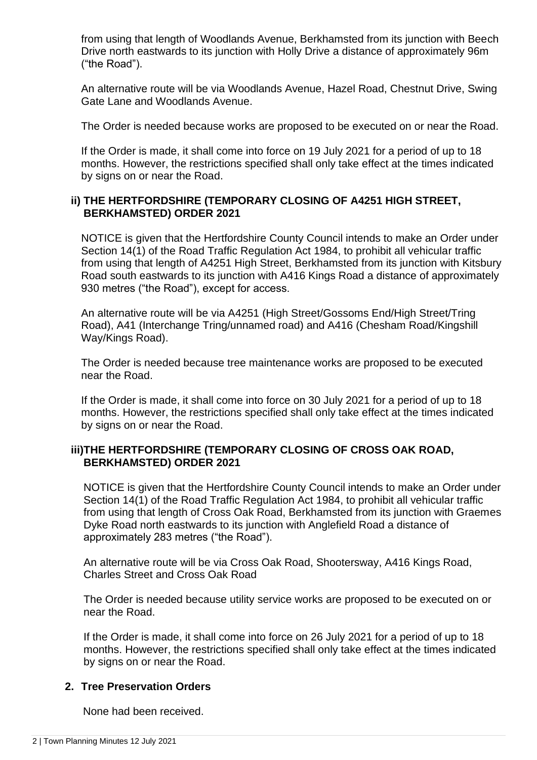from using that length of Woodlands Avenue, Berkhamsted from its junction with Beech Drive north eastwards to its junction with Holly Drive a distance of approximately 96m ("the Road").

An alternative route will be via Woodlands Avenue, Hazel Road, Chestnut Drive, Swing Gate Lane and Woodlands Avenue.

The Order is needed because works are proposed to be executed on or near the Road.

If the Order is made, it shall come into force on 19 July 2021 for a period of up to 18 months. However, the restrictions specified shall only take effect at the times indicated by signs on or near the Road.

**ii) THE HERTFORDSHIRE (TEMPORARY CLOSING OF A4251 HIGH STREET, BERKHAMSTED) ORDER 2021**

NOTICE is given that the Hertfordshire County Council intends to make an Order under Section 14(1) of the Road Traffic Regulation Act 1984, to prohibit all vehicular traffic from using that length of A4251 High Street, Berkhamsted from its junction with Kitsbury Road south eastwards to its junction with A416 Kings Road a distance of approximately 930 metres ("the Road"), except for access.

An alternative route will be via A4251 (High Street/Gossoms End/High Street/Tring Road), A41 (Interchange Tring/unnamed road) and A416 (Chesham Road/Kingshill Way/Kings Road).

The Order is needed because tree maintenance works are proposed to be executed near the Road.

If the Order is made, it shall come into force on 30 July 2021 for a period of up to 18 months. However, the restrictions specified shall only take effect at the times indicated by signs on or near the Road.

**iii)THE HERTFORDSHIRE (TEMPORARY CLOSING OF CROSS OAK ROAD, BERKHAMSTED) ORDER 2021**

NOTICE is given that the Hertfordshire County Council intends to make an Order under Section 14(1) of the Road Traffic Regulation Act 1984, to prohibit all vehicular traffic from using that length of Cross Oak Road, Berkhamsted from its junction with Graemes Dyke Road north eastwards to its junction with Anglefield Road a distance of approximately 283 metres ("the Road").

An alternative route will be via Cross Oak Road, Shootersway, A416 Kings Road, Charles Street and Cross Oak Road

The Order is needed because utility service works are proposed to be executed on or near the Road.

If the Order is made, it shall come into force on 26 July 2021 for a period of up to 18 months. However, the restrictions specified shall only take effect at the times indicated by signs on or near the Road.

## 2. Tree Preservation Orders

None had been received.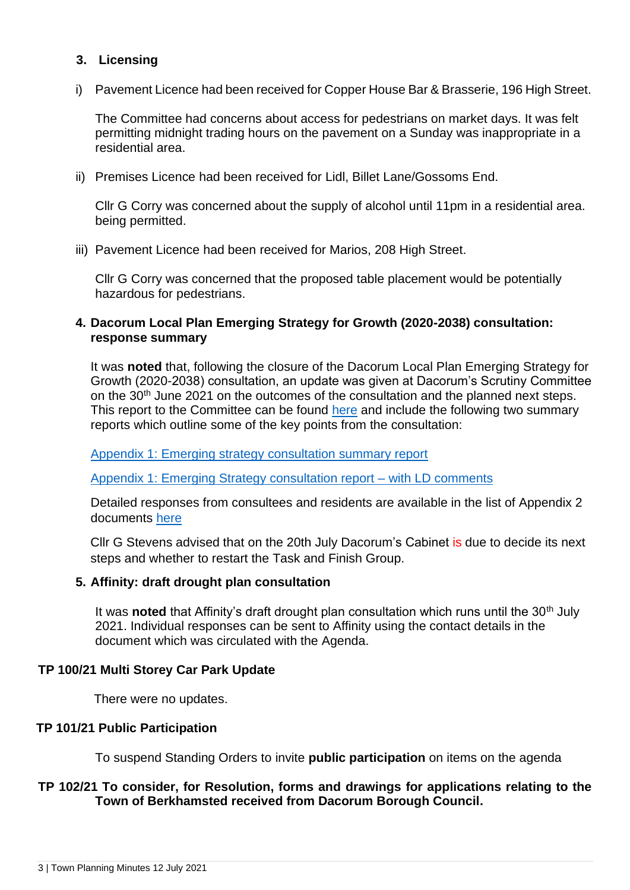### 3. Licensing

i) Pavement Licence had been received for Copper House Bar & Brasserie, 196 High Street.

   The Committee had concerns about access for pedestrians on market days. It was felt permitting midnight trading hours on the pavement on a Sunday was inappropriate in a residential area.

ii) Premises Licence had been received for Lidl, Billet Lane/Gossoms End.

   Cllr G Corry was concerned about the supply of alcohol until 11pm in a residential area. being permitted.

iii) Pavement Licence had been received for Marios, 208 High Street.

   Cllr G Corry was concerned that the proposed table placement would be potentially hazardous for pedestrians.

### 4. Dacorum Local Plan Emerging Strategy for Growth (2020-2038) consultation: response summary

It was **noted** that, following the closure of the Dacorum Local Plan Emerging Strategy for Growth (2020-2038) consultation, an update was given at Dacorum's Scrutiny Committee on the 30th June 2021 on the outcomes of the consultation and the planned next steps. This report to the Committee can be found here and include the following two summary reports which outline some of the key points from the consultation:

Appendix 1: Emerging strategy consultation summary report

Appendix 1: Emerging Strategy consultation report – with LD comments

Detailed responses from consultees and residents are available in the list of Appendix 2 documents here

Cllr G Stevens advised that on the 20th July Dacorum's Cabinet is due to decide its next steps and whether to restart the Task and Finish Group.

### 5. Affinity: draft drought plan consultation

It was **noted** that Affinity's draft drought plan consultation which runs until the 30th July 2021. Individual responses can be sent to Affinity using the contact details in the document which was circulated with the Agenda.

## TP 100/21 Multi Storey Car Park Update

There were no updates.

## TP 101/21 Public Participation

To suspend Standing Orders to invite **public participation** on items on the agenda

## TP 102/21 To consider, for Resolution, forms and drawings for applications relating to the Town of Berkhamsted received from Dacorum Borough Council.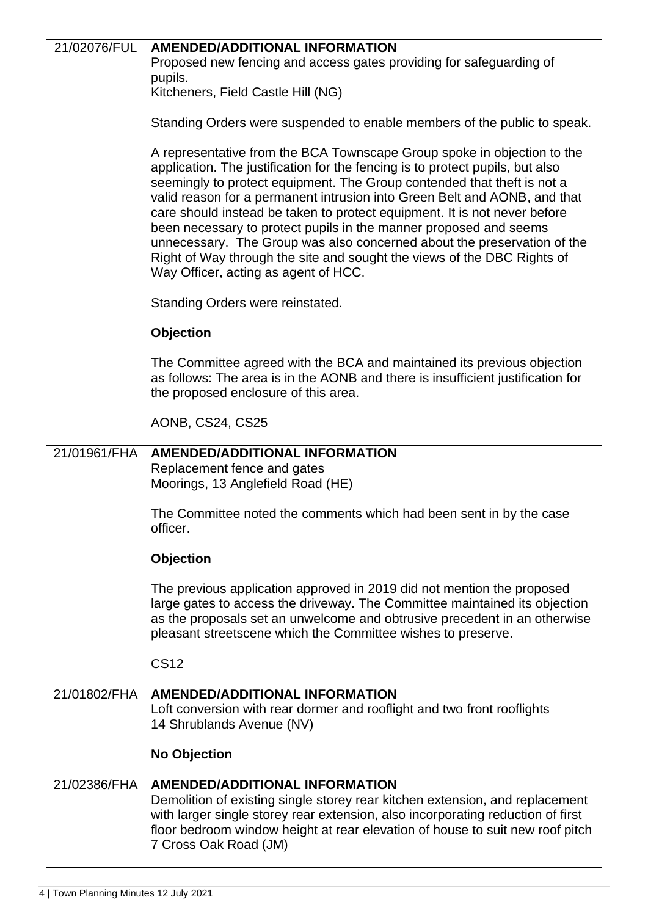| | |
|---|---|
| 21/02076/FUL | **AMENDED/ADDITIONAL INFORMATION**<br>Proposed new fencing and access gates providing for safeguarding of pupils.<br>Kitcheners, Field Castle Hill (NG)<br><br>Standing Orders were suspended to enable members of the public to speak.<br><br>A representative from the BCA Townscape Group spoke in objection to the application. The justification for the fencing is to protect pupils, but also seemingly to protect equipment. The Group contended that theft is not a valid reason for a permanent intrusion into Green Belt and AONB, and that care should instead be taken to protect equipment. It is not never before been necessary to protect pupils in the manner proposed and seems unnecessary. The Group was also concerned about the preservation of the Right of Way through the site and sought the views of the DBC Rights of Way Officer, acting as agent of HCC.<br><br>Standing Orders were reinstated.<br><br>**Objection**<br><br>The Committee agreed with the BCA and maintained its previous objection as follows: The area is in the AONB and there is insufficient justification for the proposed enclosure of this area.<br><br>AONB, CS24, CS25 |
| 21/01961/FHA | **AMENDED/ADDITIONAL INFORMATION**<br>Replacement fence and gates<br>Moorings, 13 Anglefield Road (HE)<br><br>The Committee noted the comments which had been sent in by the case officer.<br><br>**Objection**<br><br>The previous application approved in 2019 did not mention the proposed large gates to access the driveway. The Committee maintained its objection as the proposals set an unwelcome and obtrusive precedent in an otherwise pleasant streetscene which the Committee wishes to preserve.<br><br>CS12 |
| 21/01802/FHA | **AMENDED/ADDITIONAL INFORMATION**<br>Loft conversion with rear dormer and rooflight and two front rooflights<br>14 Shrublands Avenue (NV)<br><br>**No Objection** |
| 21/02386/FHA | **AMENDED/ADDITIONAL INFORMATION**<br>Demolition of existing single storey rear kitchen extension, and replacement with larger single storey rear extension, also incorporating reduction of first floor bedroom window height at rear elevation of house to suit new roof pitch<br>7 Cross Oak Road (JM) |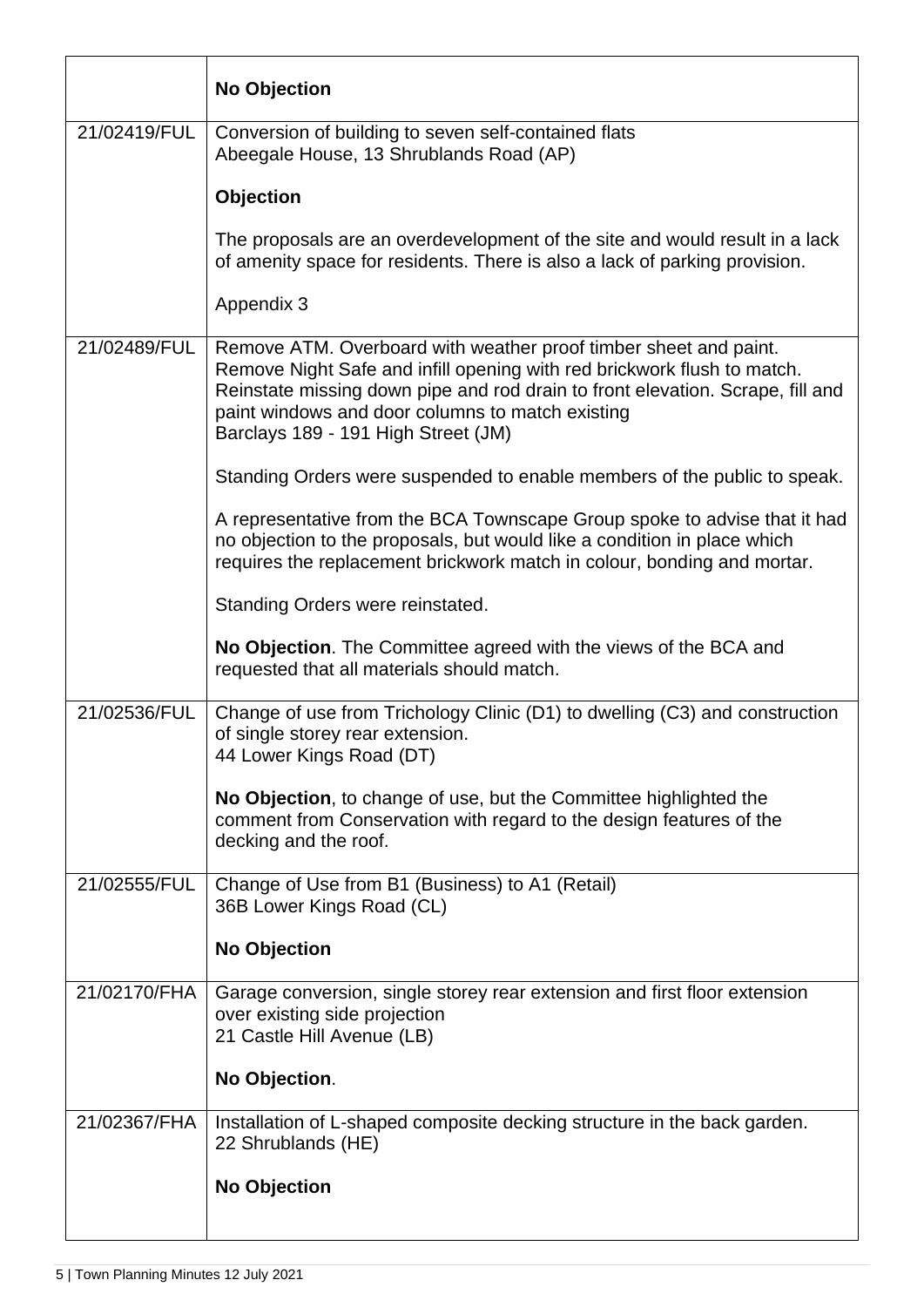| | |
|---|---|
| | **No Objection** |
| 21/02419/FUL | Conversion of building to seven self-contained flats<br>Abeegale House, 13 Shrublands Road (AP)<br><br>**Objection**<br><br>The proposals are an overdevelopment of the site and would result in a lack of amenity space for residents. There is also a lack of parking provision.<br><br>Appendix 3 |
| 21/02489/FUL | Remove ATM. Overboard with weather proof timber sheet and paint. Remove Night Safe and infill opening with red brickwork flush to match. Reinstate missing down pipe and rod drain to front elevation. Scrape, fill and paint windows and door columns to match existing<br>Barclays 189 - 191 High Street (JM)<br><br>Standing Orders were suspended to enable members of the public to speak.<br><br>A representative from the BCA Townscape Group spoke to advise that it had no objection to the proposals, but would like a condition in place which requires the replacement brickwork match in colour, bonding and mortar.<br><br>Standing Orders were reinstated.<br><br>**No Objection**. The Committee agreed with the views of the BCA and requested that all materials should match. |
| 21/02536/FUL | Change of use from Trichology Clinic (D1) to dwelling (C3) and construction of single storey rear extension.<br>44 Lower Kings Road (DT)<br><br>**No Objection**, to change of use, but the Committee highlighted the comment from Conservation with regard to the design features of the decking and the roof. |
| 21/02555/FUL | Change of Use from B1 (Business) to A1 (Retail)<br>36B Lower Kings Road (CL)<br><br>**No Objection** |
| 21/02170/FHA | Garage conversion, single storey rear extension and first floor extension over existing side projection<br>21 Castle Hill Avenue (LB)<br><br>**No Objection**. |
| 21/02367/FHA | Installation of L-shaped composite decking structure in the back garden.<br>22 Shrublands (HE)<br><br>**No Objection** |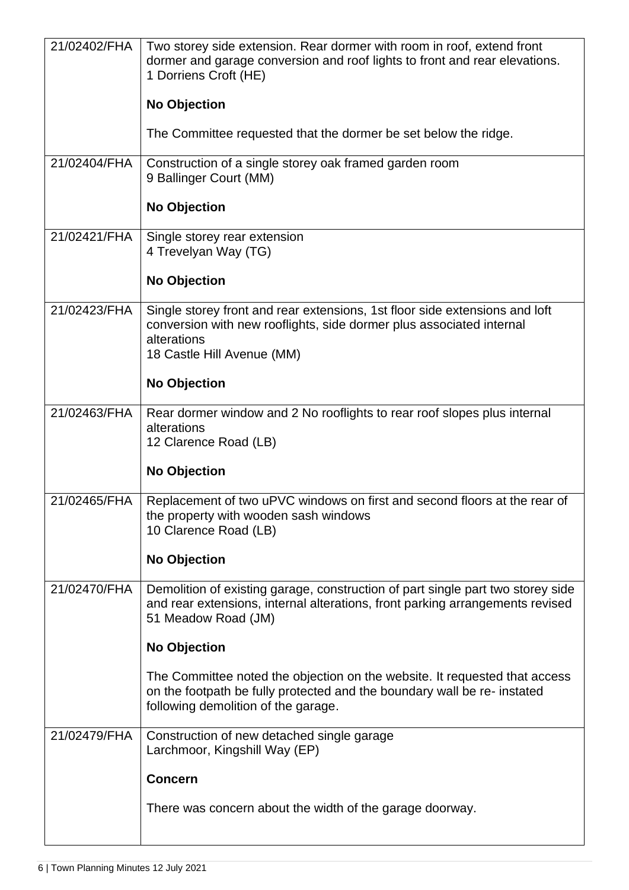| | |
|---|---|
| 21/02402/FHA | Two storey side extension. Rear dormer with room in roof, extend front dormer and garage conversion and roof lights to front and rear elevations.<br>1 Dorriens Croft (HE)<br><br>**No Objection**<br><br>The Committee requested that the dormer be set below the ridge. |
| 21/02404/FHA | Construction of a single storey oak framed garden room<br>9 Ballinger Court (MM)<br><br>**No Objection** |
| 21/02421/FHA | Single storey rear extension<br>4 Trevelyan Way (TG)<br><br>**No Objection** |
| 21/02423/FHA | Single storey front and rear extensions, 1st floor side extensions and loft conversion with new rooflights, side dormer plus associated internal alterations<br>18 Castle Hill Avenue (MM)<br><br>**No Objection** |
| 21/02463/FHA | Rear dormer window and 2 No rooflights to rear roof slopes plus internal alterations<br>12 Clarence Road (LB)<br><br>**No Objection** |
| 21/02465/FHA | Replacement of two uPVC windows on first and second floors at the rear of the property with wooden sash windows<br>10 Clarence Road (LB)<br><br>**No Objection** |
| 21/02470/FHA | Demolition of existing garage, construction of part single part two storey side and rear extensions, internal alterations, front parking arrangements revised<br>51 Meadow Road (JM)<br><br>**No Objection**<br><br>The Committee noted the objection on the website. It requested that access on the footpath be fully protected and the boundary wall be re- instated following demolition of the garage. |
| 21/02479/FHA | Construction of new detached single garage<br>Larchmoor, Kingshill Way (EP)<br><br>**Concern**<br><br>There was concern about the width of the garage doorway. |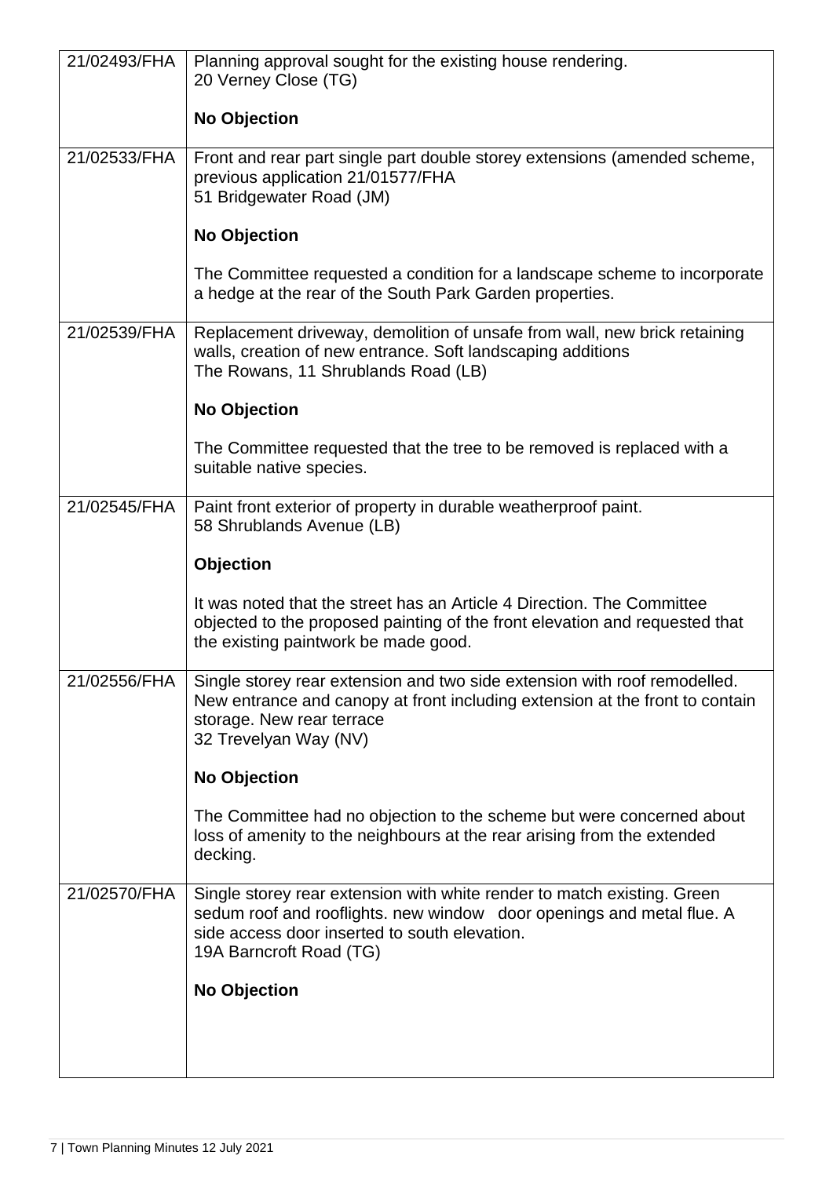| | |
|---|---|
| 21/02493/FHA | Planning approval sought for the existing house rendering.<br>20 Verney Close (TG)<br><br>**No Objection** |
| 21/02533/FHA | Front and rear part single part double storey extensions (amended scheme, previous application 21/01577/FHA<br>51 Bridgewater Road (JM)<br><br>**No Objection**<br><br>The Committee requested a condition for a landscape scheme to incorporate a hedge at the rear of the South Park Garden properties. |
| 21/02539/FHA | Replacement driveway, demolition of unsafe from wall, new brick retaining walls, creation of new entrance. Soft landscaping additions<br>The Rowans, 11 Shrublands Road (LB)<br><br>**No Objection**<br><br>The Committee requested that the tree to be removed is replaced with a suitable native species. |
| 21/02545/FHA | Paint front exterior of property in durable weatherproof paint.<br>58 Shrublands Avenue (LB)<br><br>**Objection**<br><br>It was noted that the street has an Article 4 Direction. The Committee objected to the proposed painting of the front elevation and requested that the existing paintwork be made good. |
| 21/02556/FHA | Single storey rear extension and two side extension with roof remodelled. New entrance and canopy at front including extension at the front to contain storage. New rear terrace<br>32 Trevelyan Way (NV)<br><br>**No Objection**<br><br>The Committee had no objection to the scheme but were concerned about loss of amenity to the neighbours at the rear arising from the extended decking. |
| 21/02570/FHA | Single storey rear extension with white render to match existing. Green sedum roof and rooflights. new window door openings and metal flue. A side access door inserted to south elevation.<br>19A Barncroft Road (TG)<br><br>**No Objection** |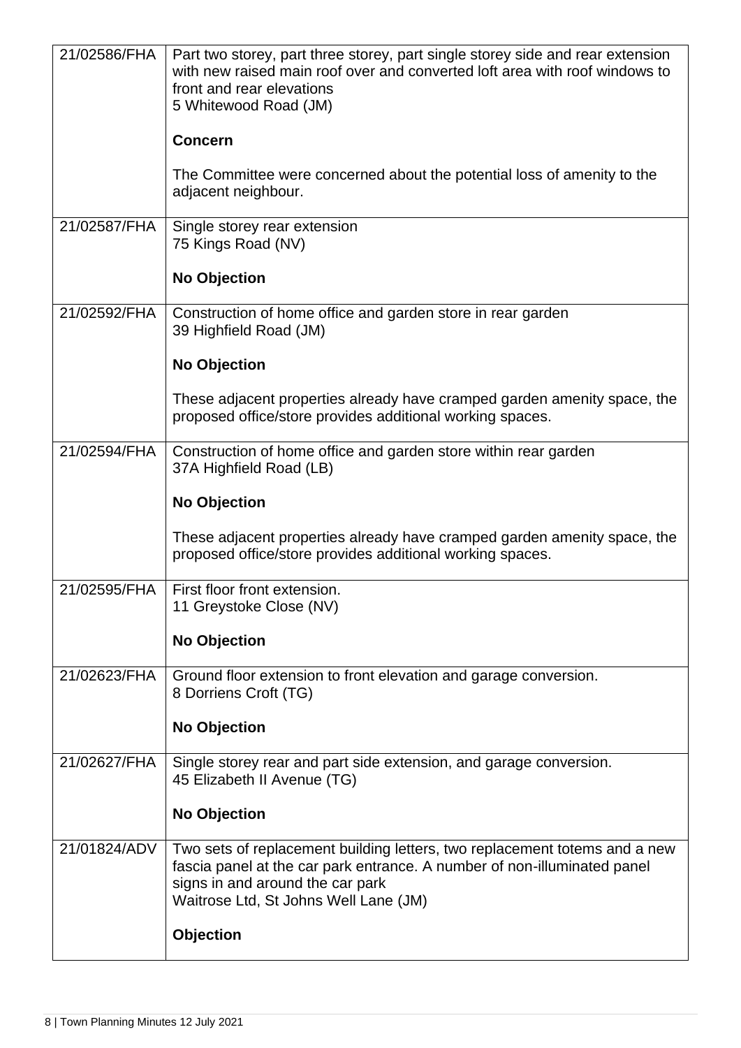| | |
|---|---|
| 21/02586/FHA | Part two storey, part three storey, part single storey side and rear extension with new raised main roof over and converted loft area with roof windows to front and rear elevations<br>5 Whitewood Road (JM)<br><br>**Concern**<br><br>The Committee were concerned about the potential loss of amenity to the adjacent neighbour. |
| 21/02587/FHA | Single storey rear extension<br>75 Kings Road (NV)<br><br>**No Objection** |
| 21/02592/FHA | Construction of home office and garden store in rear garden<br>39 Highfield Road (JM)<br><br>**No Objection**<br><br>These adjacent properties already have cramped garden amenity space, the proposed office/store provides additional working spaces. |
| 21/02594/FHA | Construction of home office and garden store within rear garden<br>37A Highfield Road (LB)<br><br>**No Objection**<br><br>These adjacent properties already have cramped garden amenity space, the proposed office/store provides additional working spaces. |
| 21/02595/FHA | First floor front extension.<br>11 Greystoke Close (NV)<br><br>**No Objection** |
| 21/02623/FHA | Ground floor extension to front elevation and garage conversion.<br>8 Dorriens Croft (TG)<br><br>**No Objection** |
| 21/02627/FHA | Single storey rear and part side extension, and garage conversion.<br>45 Elizabeth II Avenue (TG)<br><br>**No Objection** |
| 21/01824/ADV | Two sets of replacement building letters, two replacement totems and a new fascia panel at the car park entrance. A number of non-illuminated panel signs in and around the car park<br>Waitrose Ltd, St Johns Well Lane (JM)<br><br>**Objection** |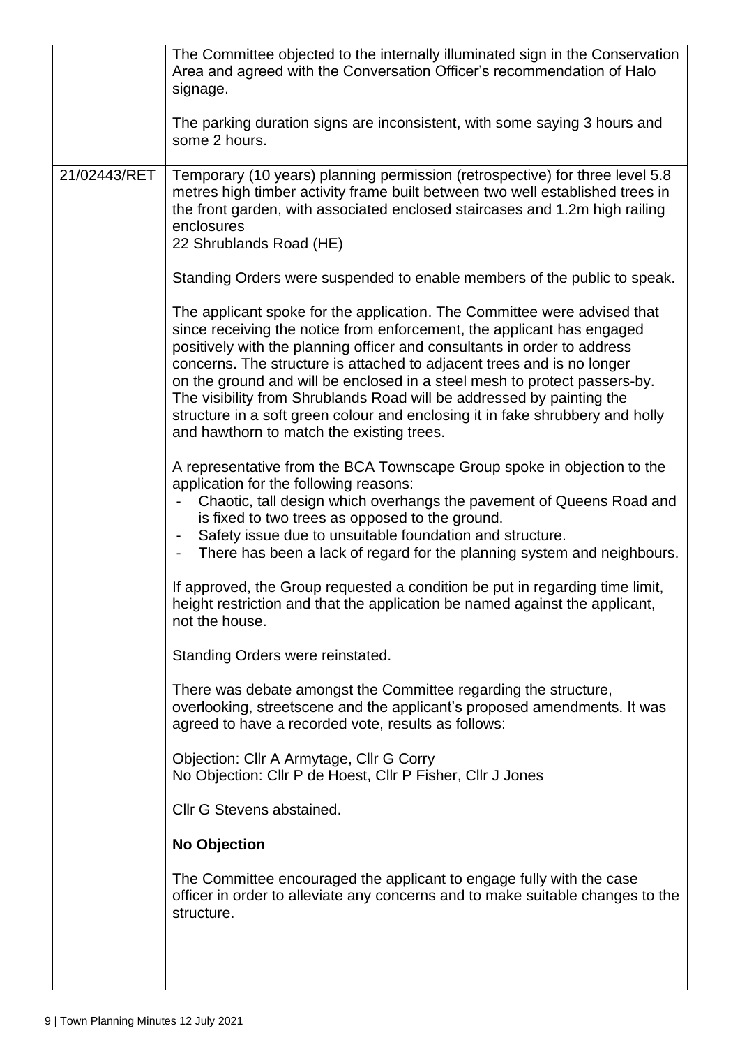| | |
|---|---|
| | The Committee objected to the internally illuminated sign in the Conservation Area and agreed with the Conversation Officer's recommendation of Halo signage.<br><br>The parking duration signs are inconsistent, with some saying 3 hours and some 2 hours. |
| 21/02443/RET | Temporary (10 years) planning permission (retrospective) for three level 5.8 metres high timber activity frame built between two well established trees in the front garden, with associated enclosed staircases and 1.2m high railing enclosures<br>22 Shrublands Road (HE)<br><br>Standing Orders were suspended to enable members of the public to speak.<br><br>The applicant spoke for the application. The Committee were advised that since receiving the notice from enforcement, the applicant has engaged positively with the planning officer and consultants in order to address concerns. The structure is attached to adjacent trees and is no longer on the ground and will be enclosed in a steel mesh to protect passers-by. The visibility from Shrublands Road will be addressed by painting the structure in a soft green colour and enclosing it in fake shrubbery and holly and hawthorn to match the existing trees.<br><br>A representative from the BCA Townscape Group spoke in objection to the application for the following reasons:<br>- Chaotic, tall design which overhangs the pavement of Queens Road and is fixed to two trees as opposed to the ground.<br>- Safety issue due to unsuitable foundation and structure.<br>- There has been a lack of regard for the planning system and neighbours.<br><br>If approved, the Group requested a condition be put in regarding time limit, height restriction and that the application be named against the applicant, not the house.<br><br>Standing Orders were reinstated.<br><br>There was debate amongst the Committee regarding the structure, overlooking, streetscene and the applicant's proposed amendments. It was agreed to have a recorded vote, results as follows:<br><br>Objection: Cllr A Armytage, Cllr G Corry<br>No Objection: Cllr P de Hoest, Cllr P Fisher, Cllr J Jones<br><br>Cllr G Stevens abstained.<br><br>**No Objection**<br><br>The Committee encouraged the applicant to engage fully with the case officer in order to alleviate any concerns and to make suitable changes to the structure. |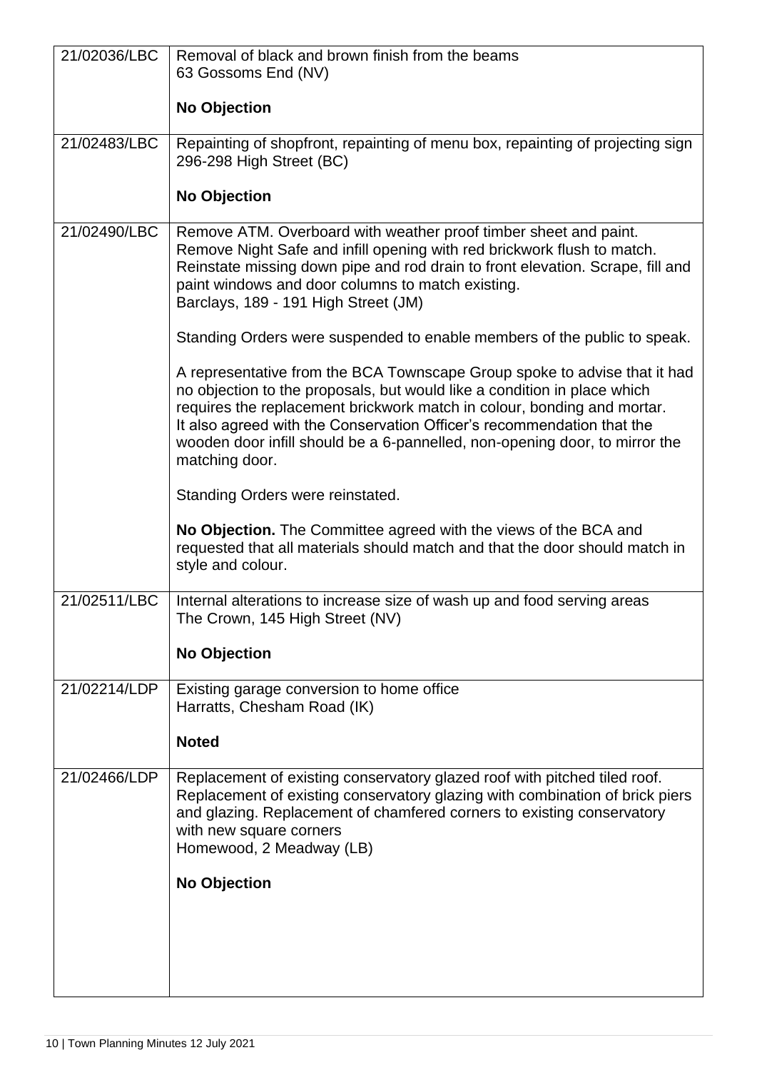| 21/02036/LBC | Removal of black and brown finish from the beams<br>63 Gossoms End (NV)<br><br>**No Objection** |
|---|---|
| 21/02483/LBC | Repainting of shopfront, repainting of menu box, repainting of projecting sign<br>296-298 High Street (BC)<br><br>**No Objection** |
| 21/02490/LBC | Remove ATM. Overboard with weather proof timber sheet and paint. Remove Night Safe and infill opening with red brickwork flush to match. Reinstate missing down pipe and rod drain to front elevation. Scrape, fill and paint windows and door columns to match existing.<br>Barclays, 189 - 191 High Street (JM)<br><br>Standing Orders were suspended to enable members of the public to speak.<br><br>A representative from the BCA Townscape Group spoke to advise that it had no objection to the proposals, but would like a condition in place which requires the replacement brickwork match in colour, bonding and mortar. It also agreed with the Conservation Officer's recommendation that the wooden door infill should be a 6-pannelled, non-opening door, to mirror the matching door.<br><br>Standing Orders were reinstated.<br><br>**No Objection.** The Committee agreed with the views of the BCA and requested that all materials should match and that the door should match in style and colour. |
| 21/02511/LBC | Internal alterations to increase size of wash up and food serving areas<br>The Crown, 145 High Street (NV)<br><br>**No Objection** |
| 21/02214/LDP | Existing garage conversion to home office<br>Harratts, Chesham Road (IK)<br><br>**Noted** |
| 21/02466/LDP | Replacement of existing conservatory glazed roof with pitched tiled roof. Replacement of existing conservatory glazing with combination of brick piers and glazing. Replacement of chamfered corners to existing conservatory with new square corners<br>Homewood, 2 Meadway (LB)<br><br>**No Objection** |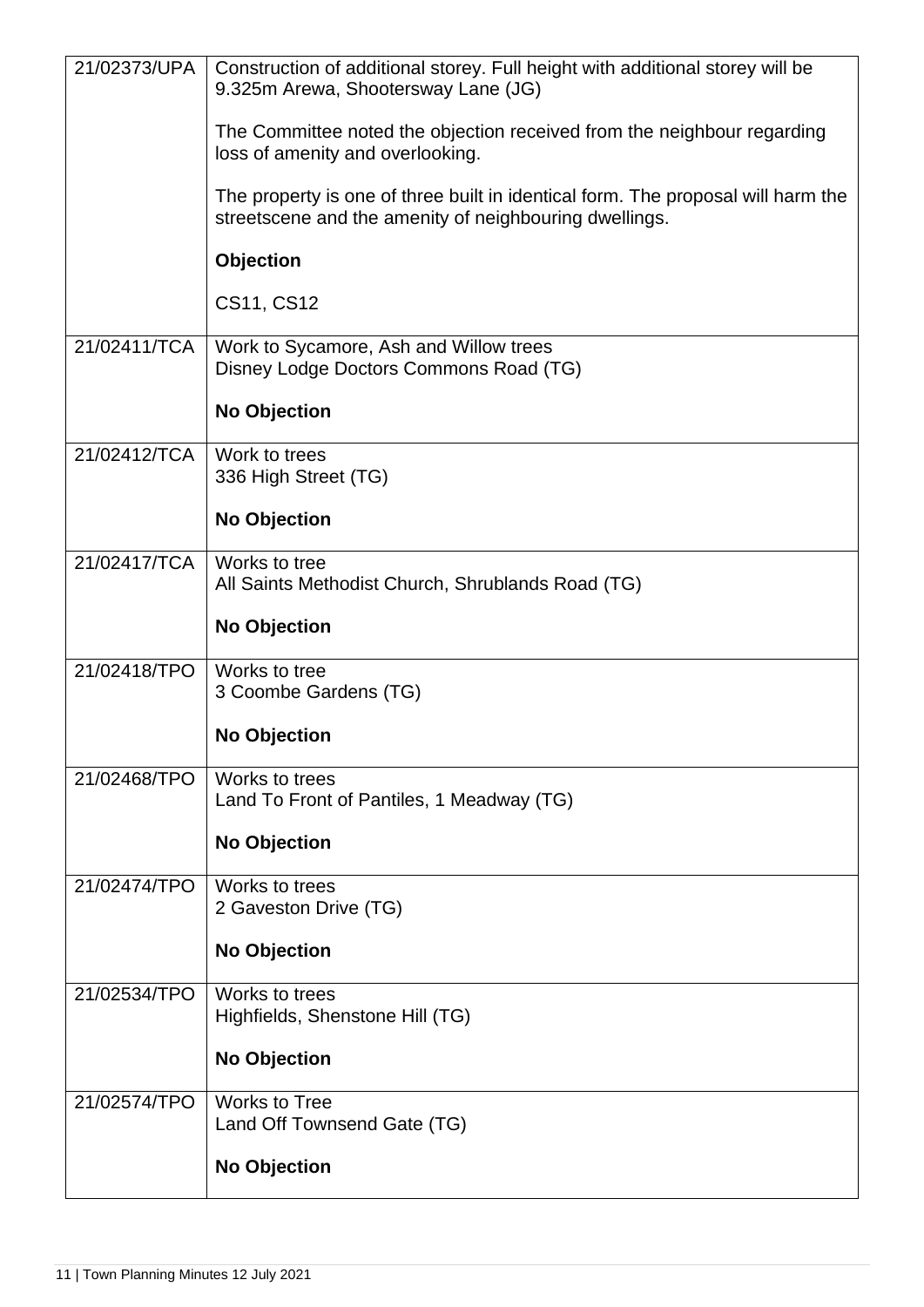| | |
|---|---|
| 21/02373/UPA | Construction of additional storey. Full height with additional storey will be 9.325m Arewa, Shootersway Lane (JG)<br><br>The Committee noted the objection received from the neighbour regarding loss of amenity and overlooking.<br><br>The property is one of three built in identical form. The proposal will harm the streetscene and the amenity of neighbouring dwellings.<br><br>**Objection**<br><br>CS11, CS12 |
| 21/02411/TCA | Work to Sycamore, Ash and Willow trees<br>Disney Lodge Doctors Commons Road (TG)<br><br>**No Objection** |
| 21/02412/TCA | Work to trees<br>336 High Street (TG)<br><br>**No Objection** |
| 21/02417/TCA | Works to tree<br>All Saints Methodist Church, Shrublands Road (TG)<br><br>**No Objection** |
| 21/02418/TPO | Works to tree<br>3 Coombe Gardens (TG)<br><br>**No Objection** |
| 21/02468/TPO | Works to trees<br>Land To Front of Pantiles, 1 Meadway (TG)<br><br>**No Objection** |
| 21/02474/TPO | Works to trees<br>2 Gaveston Drive (TG)<br><br>**No Objection** |
| 21/02534/TPO | Works to trees<br>Highfields, Shenstone Hill (TG)<br><br>**No Objection** |
| 21/02574/TPO | Works to Tree<br>Land Off Townsend Gate (TG)<br><br>**No Objection** |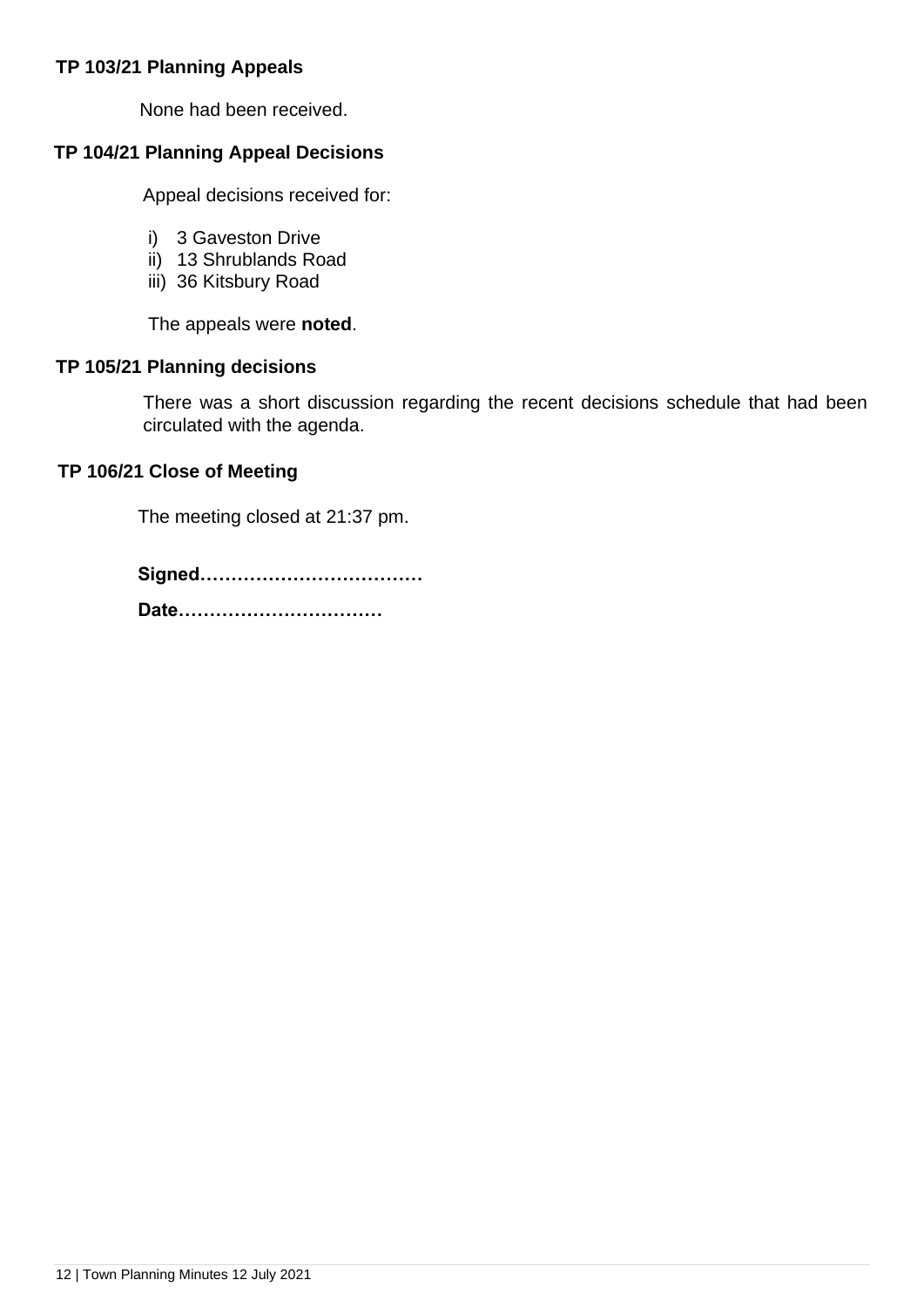**TP 103/21 Planning Appeals**

None had been received.

**TP 104/21 Planning Appeal Decisions**

Appeal decisions received for:

i) 3 Gaveston Drive
ii) 13 Shrublands Road
iii) 36 Kitsbury Road

The appeals were **noted**.

**TP 105/21 Planning decisions**

There was a short discussion regarding the recent decisions schedule that had been circulated with the agenda.

**TP 106/21 Close of Meeting**

The meeting closed at 21:37 pm.

**Signed………………………………**

**Date……………………………**